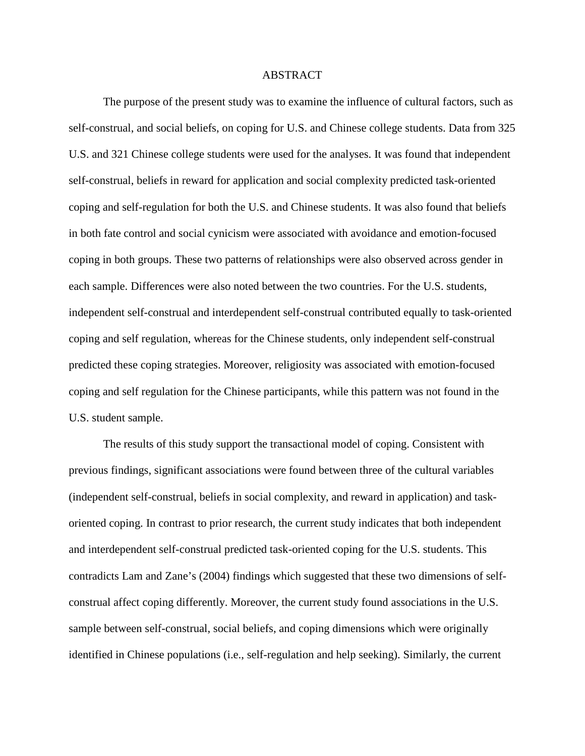# ABSTRACT

The purpose of the present study was to examine the influence of cultural factors, such as self-construal, and social beliefs, on coping for U.S. and Chinese college students. Data from 325 U.S. and 321 Chinese college students were used for the analyses. It was found that independent self-construal, beliefs in reward for application and social complexity predicted task-oriented coping and self-regulation for both the U.S. and Chinese students. It was also found that beliefs in both fate control and social cynicism were associated with avoidance and emotion-focused coping in both groups. These two patterns of relationships were also observed across gender in each sample. Differences were also noted between the two countries. For the U.S. students, independent self-construal and interdependent self-construal contributed equally to task-oriented coping and self regulation, whereas for the Chinese students, only independent self-construal predicted these coping strategies. Moreover, religiosity was associated with emotion-focused coping and self regulation for the Chinese participants, while this pattern was not found in the U.S. student sample.

The results of this study support the transactional model of coping. Consistent with previous findings, significant associations were found between three of the cultural variables (independent self-construal, beliefs in social complexity, and reward in application) and task-oriented coping. In contrast to prior research, the current study indicates that both independent and interdependent self-construal predicted task-oriented coping for the U.S. students. This contradicts Lam and Zane's (2004) findings which suggested that these two dimensions of self-construal affect coping differently. Moreover, the current study found associations in the U.S. sample between self-construal, social beliefs, and coping dimensions which were originally identified in Chinese populations (i.e., self-regulation and help seeking). Similarly, the current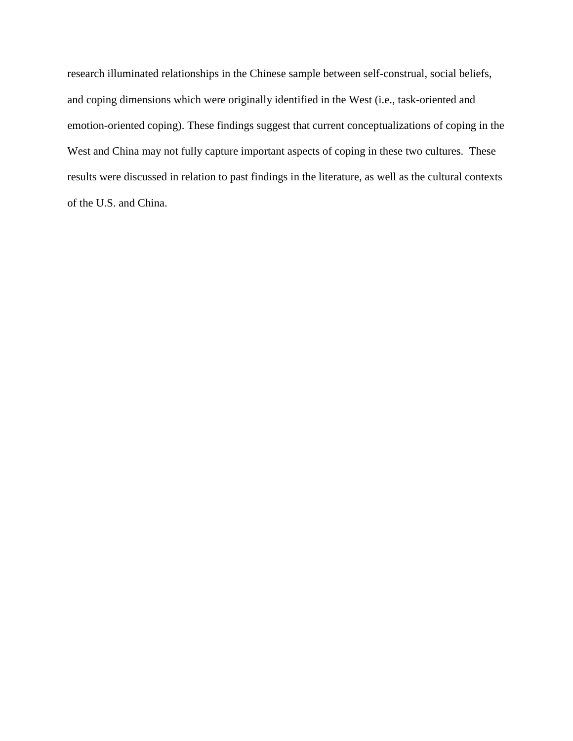research illuminated relationships in the Chinese sample between self-construal, social beliefs, and coping dimensions which were originally identified in the West (i.e., task-oriented and emotion-oriented coping). These findings suggest that current conceptualizations of coping in the West and China may not fully capture important aspects of coping in these two cultures. These results were discussed in relation to past findings in the literature, as well as the cultural contexts of the U.S. and China.